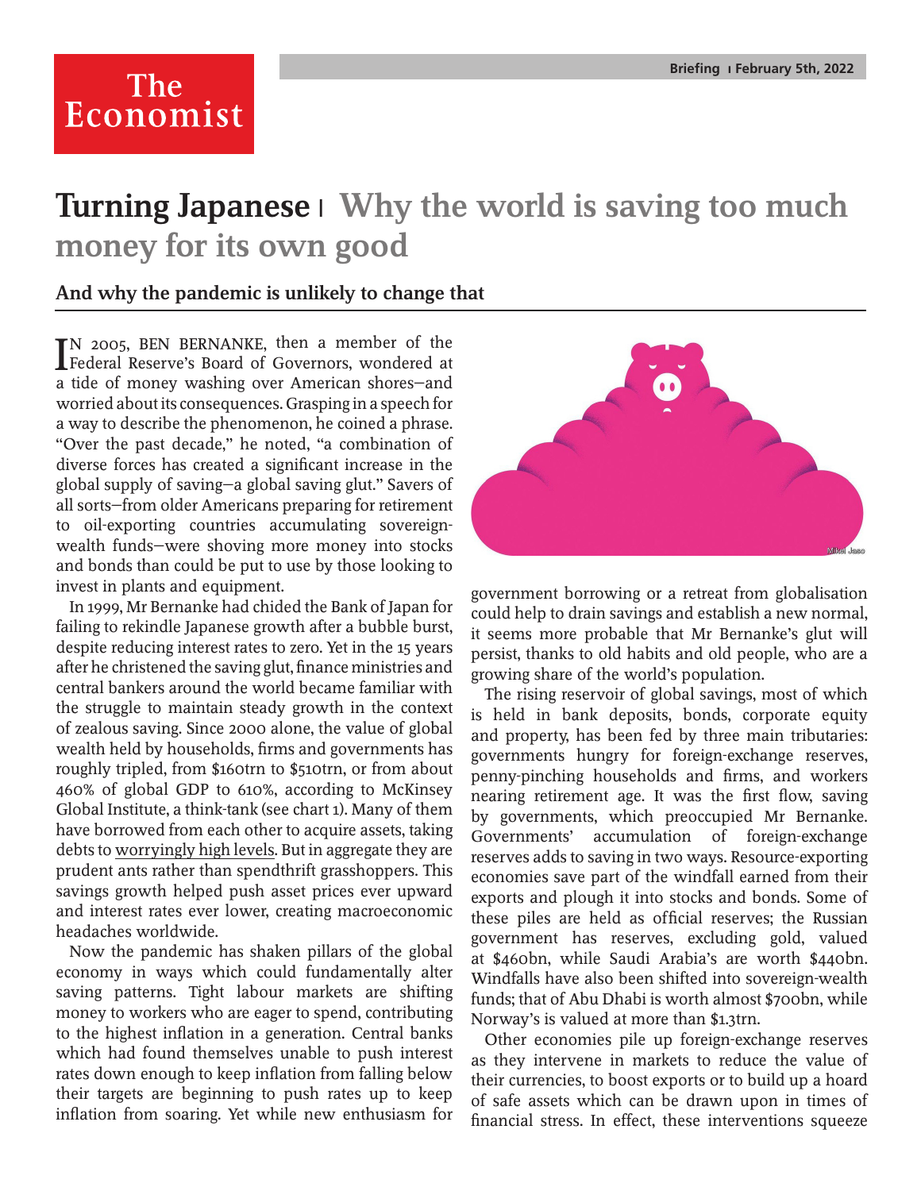# Turning Japanese | Why the world is saving too much money for its own good

**And why the pandemic is unlikely to change that**

IN 2005, BEN BERNANKE, then a member of the Federal Reserve's Board of Governors, wondered at a tide of money washing over American shores—and worried about its consequences. Grasping in a speech for a way to describe the phenomenon, he coined a phrase. "Over the past decade," he noted, "a combination of diverse forces has created a significant increase in the global supply of saving—a global saving glut." Savers of all sorts—from older Americans preparing for retirement to oil-exporting countries accumulating sovereign-wealth funds—were shoving more money into stocks and bonds than could be put to use by those looking to invest in plants and equipment.

In 1999, Mr Bernanke had chided the Bank of Japan for failing to rekindle Japanese growth after a bubble burst, despite reducing interest rates to zero. Yet in the 15 years after he christened the saving glut, finance ministries and central bankers around the world became familiar with the struggle to maintain steady growth in the context of zealous saving. Since 2000 alone, the value of global wealth held by households, firms and governments has roughly tripled, from $160trn to $510trn, or from about 460% of global GDP to 610%, according to McKinsey Global Institute, a think-tank (see chart 1). Many of them have borrowed from each other to acquire assets, taking debts to worryingly high levels. But in aggregate they are prudent ants rather than spendthrift grasshoppers. This savings growth helped push asset prices ever upward and interest rates ever lower, creating macroeconomic headaches worldwide.

Now the pandemic has shaken pillars of the global economy in ways which could fundamentally alter saving patterns. Tight labour markets are shifting money to workers who are eager to spend, contributing to the highest inflation in a generation. Central banks which had found themselves unable to push interest rates down enough to keep inflation from falling below their targets are beginning to push rates up to keep inflation from soaring. Yet while new enthusiasm for government borrowing or a retreat from globalisation could help to drain savings and establish a new normal, it seems more probable that Mr Bernanke's glut will persist, thanks to old habits and old people, who are a growing share of the world's population.

The rising reservoir of global savings, most of which is held in bank deposits, bonds, corporate equity and property, has been fed by three main tributaries: governments hungry for foreign-exchange reserves, penny-pinching households and firms, and workers nearing retirement age. It was the first flow, saving by governments, which preoccupied Mr Bernanke. Governments' accumulation of foreign-exchange reserves adds to saving in two ways. Resource-exporting economies save part of the windfall earned from their exports and plough it into stocks and bonds. Some of these piles are held as official reserves; the Russian government has reserves, excluding gold, valued at $460bn, while Saudi Arabia's are worth $440bn. Windfalls have also been shifted into sovereign-wealth funds; that of Abu Dhabi is worth almost $700bn, while Norway's is valued at more than $1.3trn.

Other economies pile up foreign-exchange reserves as they intervene in markets to reduce the value of their currencies, to boost exports or to build up a hoard of safe assets which can be drawn upon in times of financial stress. In effect, these interventions squeeze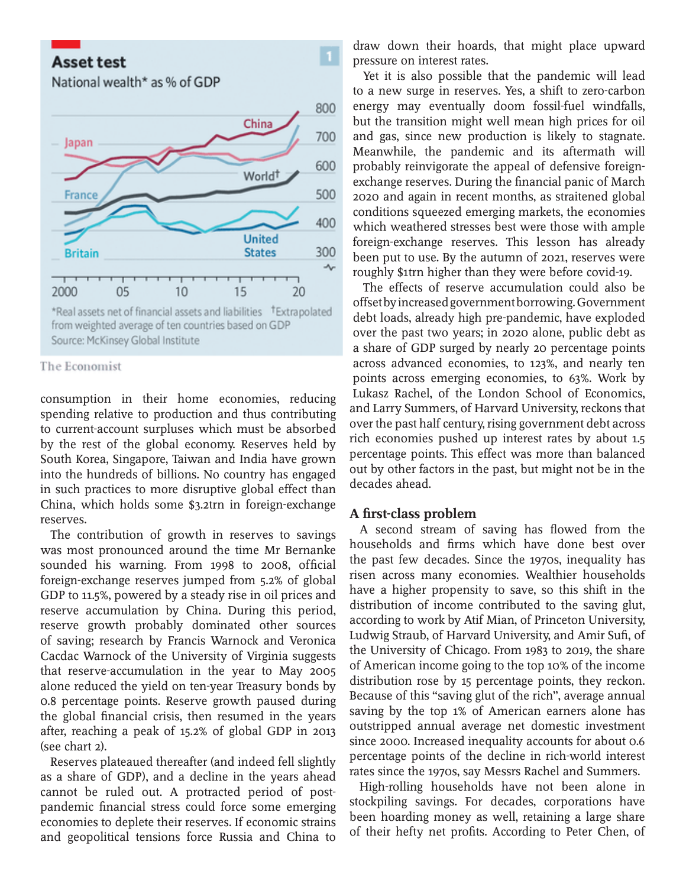**Asset test**

National wealth* as % of GDP

*Real assets net of financial assets and liabilities †Extrapolated from weighted average of ten countries based on GDP

Source: McKinsey Global Institute

The Economist

consumption in their home economies, reducing spending relative to production and thus contributing to current-account surpluses which must be absorbed by the rest of the global economy. Reserves held by South Korea, Singapore, Taiwan and India have grown into the hundreds of billions. No country has engaged in such practices to more disruptive global effect than China, which holds some $3.2trn in foreign-exchange reserves.

The contribution of growth in reserves to savings was most pronounced around the time Mr Bernanke sounded his warning. From 1998 to 2008, official foreign-exchange reserves jumped from 5.2% of global GDP to 11.5%, powered by a steady rise in oil prices and reserve accumulation by China. During this period, reserve growth probably dominated other sources of saving; research by Francis Warnock and Veronica Cacdac Warnock of the University of Virginia suggests that reserve-accumulation in the year to May 2005 alone reduced the yield on ten-year Treasury bonds by 0.8 percentage points. Reserve growth paused during the global financial crisis, then resumed in the years after, reaching a peak of 15.2% of global GDP in 2013 (see chart 2).

Reserves plateaued thereafter (and indeed fell slightly as a share of GDP), and a decline in the years ahead cannot be ruled out. A protracted period of post-pandemic financial stress could force some emerging economies to deplete their reserves. If economic strains and geopolitical tensions force Russia and China to draw down their hoards, that might place upward pressure on interest rates.

Yet it is also possible that the pandemic will lead to a new surge in reserves. Yes, a shift to zero-carbon energy may eventually doom fossil-fuel windfalls, but the transition might well mean high prices for oil and gas, since new production is likely to stagnate. Meanwhile, the pandemic and its aftermath will probably reinvigorate the appeal of defensive foreign-exchange reserves. During the financial panic of March 2020 and again in recent months, as straitened global conditions squeezed emerging markets, the economies which weathered stresses best were those with ample foreign-exchange reserves. This lesson has already been put to use. By the autumn of 2021, reserves were roughly $1trn higher than they were before covid-19.

The effects of reserve accumulation could also be offset by increased government borrowing. Government debt loads, already high pre-pandemic, have exploded over the past two years; in 2020 alone, public debt as a share of GDP surged by nearly 20 percentage points across advanced economies, to 123%, and nearly ten points across emerging economies, to 63%. Work by Lukasz Rachel, of the London School of Economics, and Larry Summers, of Harvard University, reckons that over the past half century, rising government debt across rich economies pushed up interest rates by about 1.5 percentage points. This effect was more than balanced out by other factors in the past, but might not be in the decades ahead.

## A first-class problem

A second stream of saving has flowed from the households and firms which have done best over the past few decades. Since the 1970s, inequality has risen across many economies. Wealthier households have a higher propensity to save, so this shift in the distribution of income contributed to the saving glut, according to work by Atif Mian, of Princeton University, Ludwig Straub, of Harvard University, and Amir Sufi, of the University of Chicago. From 1983 to 2019, the share of American income going to the top 10% of the income distribution rose by 15 percentage points, they reckon. Because of this "saving glut of the rich", average annual saving by the top 1% of American earners alone has outstripped annual average net domestic investment since 2000. Increased inequality accounts for about 0.6 percentage points of the decline in rich-world interest rates since the 1970s, say Messrs Rachel and Summers.

High-rolling households have not been alone in stockpiling savings. For decades, corporations have been hoarding money as well, retaining a large share of their hefty net profits. According to Peter Chen, of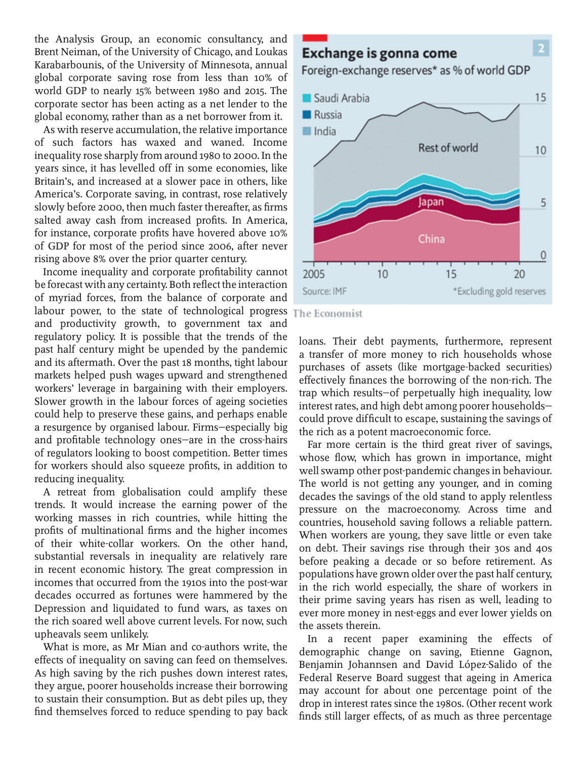the Analysis Group, an economic consultancy, and Brent Neiman, of the University of Chicago, and Loukas Karabarbounis, of the University of Minnesota, annual global corporate saving rose from less than 10% of world GDP to nearly 15% between 1980 and 2015. The corporate sector has been acting as a net lender to the global economy, rather than as a net borrower from it.

As with reserve accumulation, the relative importance of such factors has waxed and waned. Income inequality rose sharply from around 1980 to 2000. In the years since, it has levelled off in some economies, like Britain's, and increased at a slower pace in others, like America's. Corporate saving, in contrast, rose relatively slowly before 2000, then much faster thereafter, as firms salted away cash from increased profits. In America, for instance, corporate profits have hovered above 10% of GDP for most of the period since 2006, after never rising above 8% over the prior quarter century.

Income inequality and corporate profitability cannot be forecast with any certainty. Both reflect the interaction of myriad forces, from the balance of corporate and labour power, to the state of technological progress and productivity growth, to government tax and regulatory policy. It is possible that the trends of the past half century might be upended by the pandemic and its aftermath. Over the past 18 months, tight labour markets helped push wages upward and strengthened workers' leverage in bargaining with their employers. Slower growth in the labour forces of ageing societies could help to preserve these gains, and perhaps enable a resurgence by organised labour. Firms—especially big and profitable technology ones—are in the cross-hairs of regulators looking to boost competition. Better times for workers should also squeeze profits, in addition to reducing inequality.

A retreat from globalisation could amplify these trends. It would increase the earning power of the working masses in rich countries, while hitting the profits of multinational firms and the higher incomes of their white-collar workers. On the other hand, substantial reversals in inequality are relatively rare in recent economic history. The great compression in incomes that occurred from the 1910s into the post-war decades occurred as fortunes were hammered by the Depression and liquidated to fund wars, as taxes on the rich soared well above current levels. For now, such upheavals seem unlikely.

What is more, as Mr Mian and co-authors write, the effects of inequality on saving can feed on themselves. As high saving by the rich pushes down interest rates, they argue, poorer households increase their borrowing to sustain their consumption. But as debt piles up, they find themselves forced to reduce spending to pay back loans. Their debt payments, furthermore, represent a transfer of more money to rich households whose purchases of assets (like mortgage-backed securities) effectively finances the borrowing of the non-rich. The trap which results—of perpetually high inequality, low interest rates, and high debt among poorer households—could prove difficult to escape, sustaining the savings of the rich as a potent macroeconomic force.

**Exchange is gonna come** (2)

Foreign-exchange reserves* as % of world GDP

Saudi Arabia, Russia, India, Rest of world, Japan, China

Source: IMF

*Excluding gold reserves

The Economist

Far more certain is the third great river of savings, whose flow, which has grown in importance, might well swamp other post-pandemic changes in behaviour. The world is not getting any younger, and in coming decades the savings of the old stand to apply relentless pressure on the macroeconomy. Across time and countries, household saving follows a reliable pattern. When workers are young, they save little or even take on debt. Their savings rise through their 30s and 40s before peaking a decade or so before retirement. As populations have grown older over the past half century, in the rich world especially, the share of workers in their prime saving years has risen as well, leading to ever more money in nest-eggs and ever lower yields on the assets therein.

In a recent paper examining the effects of demographic change on saving, Etienne Gagnon, Benjamin Johannsen and David López-Salido of the Federal Reserve Board suggest that ageing in America may account for about one percentage point of the drop in interest rates since the 1980s. (Other recent work finds still larger effects, of as much as three percentage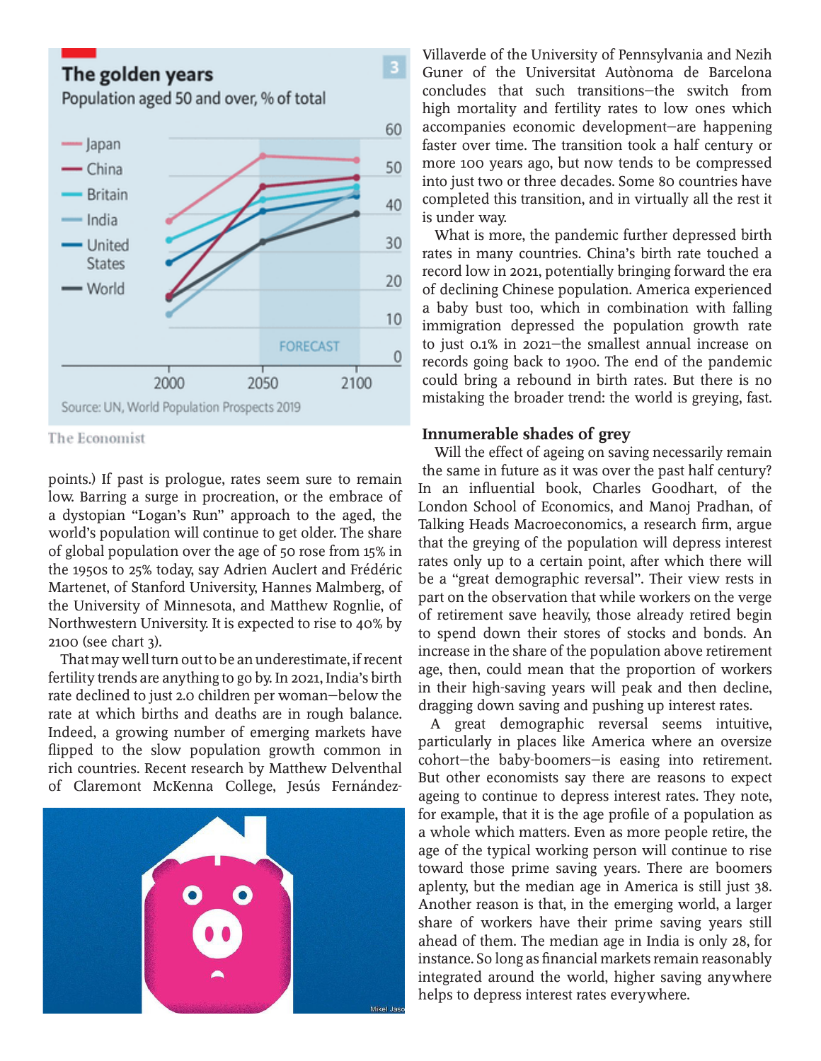**The golden years**

Population aged 50 and over, % of total

3

Japan

China

Britain

India

United States

World

60

50

40

30

20

10

0

FORECAST

2000

2050

2100

Source: UN, World Population Prospects 2019

The Economist

points.) If past is prologue, rates seem sure to remain low. Barring a surge in procreation, or the embrace of a dystopian "Logan's Run" approach to the aged, the world's population will continue to get older. The share of global population over the age of 50 rose from 15% in the 1950s to 25% today, say Adrien Auclert and Frédéric Martenet, of Stanford University, Hannes Malmberg, of the University of Minnesota, and Matthew Rognlie, of Northwestern University. It is expected to rise to 40% by 2100 (see chart 3).

That may well turn out to be an underestimate, if recent fertility trends are anything to go by. In 2021, India's birth rate declined to just 2.0 children per woman—below the rate at which births and deaths are in rough balance. Indeed, a growing number of emerging markets have flipped to the slow population growth common in rich countries. Recent research by Matthew Delventhal of Claremont McKenna College, Jesús Fernández-Villaverde of the University of Pennsylvania and Nezih Guner of the Universitat Autònoma de Barcelona concludes that such transitions—the switch from high mortality and fertility rates to low ones which accompanies economic development—are happening faster over time. The transition took a half century or more 100 years ago, but now tends to be compressed into just two or three decades. Some 80 countries have completed this transition, and in virtually all the rest it is under way.

What is more, the pandemic further depressed birth rates in many countries. China's birth rate touched a record low in 2021, potentially bringing forward the era of declining Chinese population. America experienced a baby bust too, which in combination with falling immigration depressed the population growth rate to just 0.1% in 2021—the smallest annual increase on records going back to 1900. The end of the pandemic could bring a rebound in birth rates. But there is no mistaking the broader trend: the world is greying, fast.

## Innumerable shades of grey

Will the effect of ageing on saving necessarily remain the same in future as it was over the past half century? In an influential book, Charles Goodhart, of the London School of Economics, and Manoj Pradhan, of Talking Heads Macroeconomics, a research firm, argue that the greying of the population will depress interest rates only up to a certain point, after which there will be a "great demographic reversal". Their view rests in part on the observation that while workers on the verge of retirement save heavily, those already retired begin to spend down their stores of stocks and bonds. An increase in the share of the population above retirement age, then, could mean that the proportion of workers in their high-saving years will peak and then decline, dragging down saving and pushing up interest rates.

A great demographic reversal seems intuitive, particularly in places like America where an oversize cohort—the baby-boomers—is easing into retirement. But other economists say there are reasons to expect ageing to continue to depress interest rates. They note, for example, that it is the age profile of a population as a whole which matters. Even as more people retire, the age of the typical working person will continue to rise toward those prime saving years. There are boomers aplenty, but the median age in America is still just 38. Another reason is that, in the emerging world, a larger share of workers have their prime saving years still ahead of them. The median age in India is only 28, for instance. So long as financial markets remain reasonably integrated around the world, higher saving anywhere helps to depress interest rates everywhere.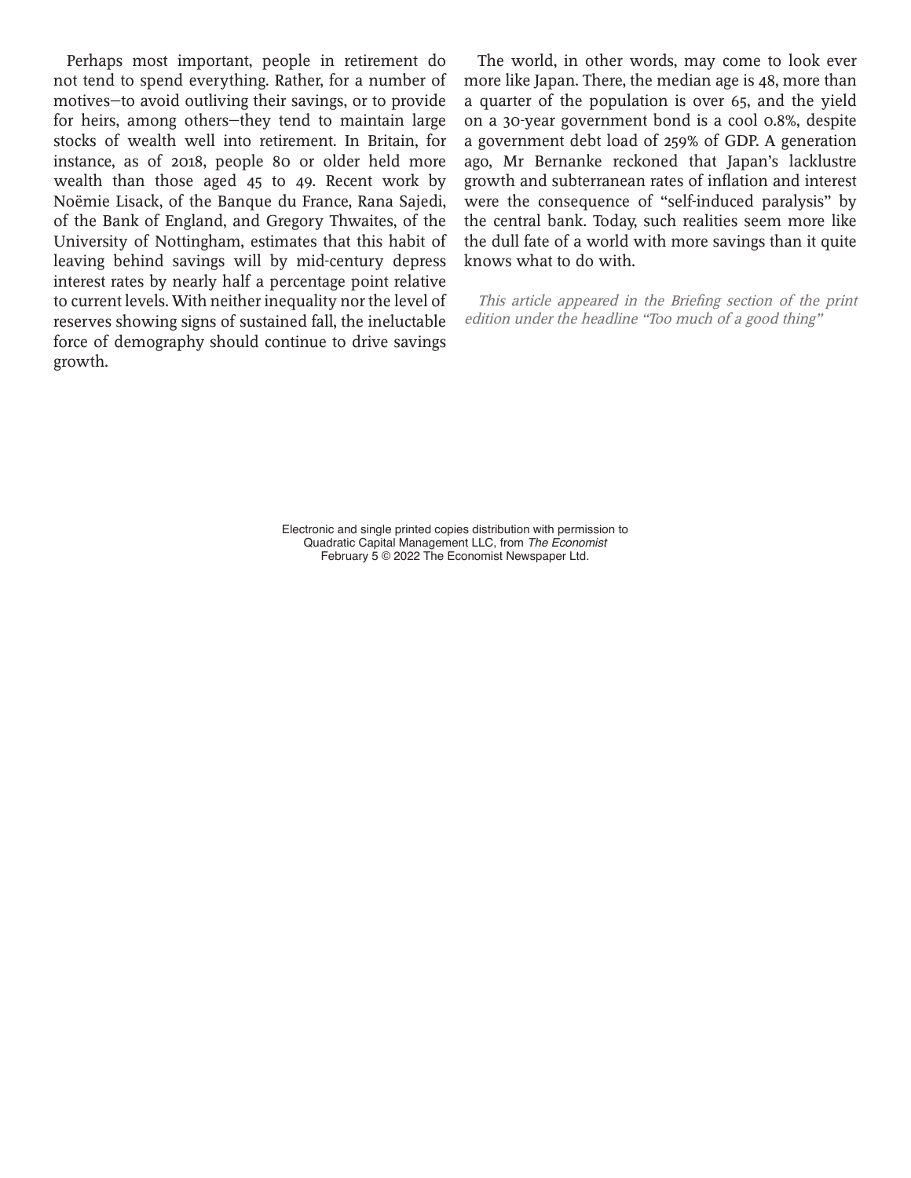Perhaps most important, people in retirement do not tend to spend everything. Rather, for a number of motives—to avoid outliving their savings, or to provide for heirs, among others—they tend to maintain large stocks of wealth well into retirement. In Britain, for instance, as of 2018, people 80 or older held more wealth than those aged 45 to 49. Recent work by Noëmie Lisack, of the Banque du France, Rana Sajedi, of the Bank of England, and Gregory Thwaites, of the University of Nottingham, estimates that this habit of leaving behind savings will by mid-century depress interest rates by nearly half a percentage point relative to current levels. With neither inequality nor the level of reserves showing signs of sustained fall, the ineluctable force of demography should continue to drive savings growth.

The world, in other words, may come to look ever more like Japan. There, the median age is 48, more than a quarter of the population is over 65, and the yield on a 30-year government bond is a cool 0.8%, despite a government debt load of 259% of GDP. A generation ago, Mr Bernanke reckoned that Japan's lacklustre growth and subterranean rates of inflation and interest were the consequence of "self-induced paralysis" by the central bank. Today, such realities seem more like the dull fate of a world with more savings than it quite knows what to do with.

*This article appeared in the Briefing section of the print edition under the headline "Too much of a good thing"*

Electronic and single printed copies distribution with permission to Quadratic Capital Management LLC, from *The Economist* February 5 © 2022 The Economist Newspaper Ltd.